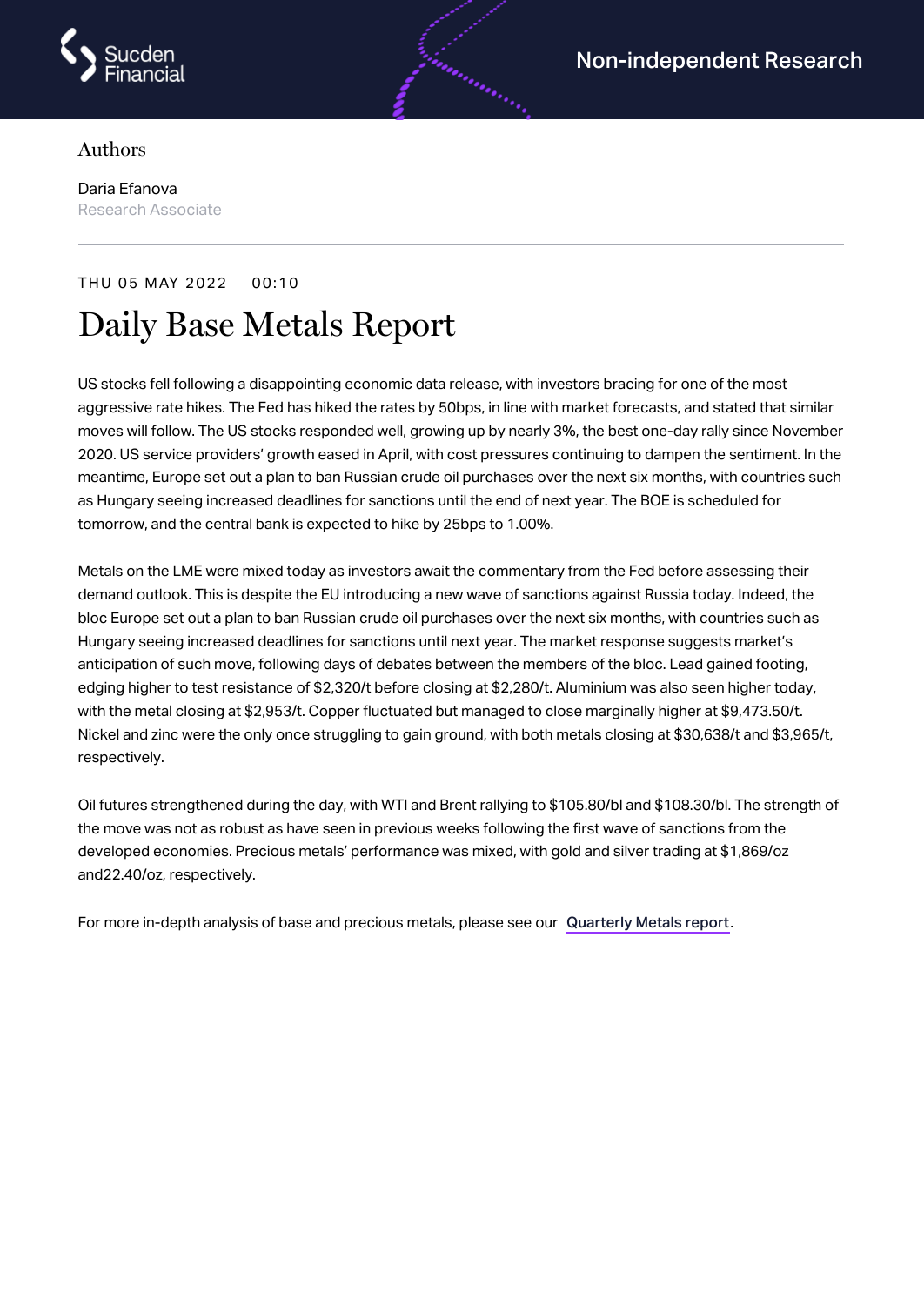Non-independent Research

Authors

Daria Efanova
Research Associate

THU 05 MAY 2022 00:10

# Daily Base Metals Report

US stocks fell following a disappointing economic data release, with investors bracing for one of the most aggressive rate hikes. The Fed has hiked the rates by 50bps, in line with market forecasts, and stated that similar moves will follow. The US stocks responded well, growing up by nearly 3%, the best one-day rally since November 2020. US service providers' growth eased in April, with cost pressures continuing to dampen the sentiment. In the meantime, Europe set out a plan to ban Russian crude oil purchases over the next six months, with countries such as Hungary seeing increased deadlines for sanctions until the end of next year. The BOE is scheduled for tomorrow, and the central bank is expected to hike by 25bps to 1.00%.

Metals on the LME were mixed today as investors await the commentary from the Fed before assessing their demand outlook. This is despite the EU introducing a new wave of sanctions against Russia today. Indeed, the bloc Europe set out a plan to ban Russian crude oil purchases over the next six months, with countries such as Hungary seeing increased deadlines for sanctions until next year. The market response suggests market's anticipation of such move, following days of debates between the members of the bloc. Lead gained footing, edging higher to test resistance of $2,320/t before closing at $2,280/t. Aluminium was also seen higher today, with the metal closing at $2,953/t. Copper fluctuated but managed to close marginally higher at $9,473.50/t. Nickel and zinc were the only once struggling to gain ground, with both metals closing at $30,638/t and $3,965/t, respectively.

Oil futures strengthened during the day, with WTI and Brent rallying to $105.80/bl and $108.30/bl. The strength of the move was not as robust as have seen in previous weeks following the first wave of sanctions from the developed economies. Precious metals' performance was mixed, with gold and silver trading at $1,869/oz and22.40/oz, respectively.

For more in-depth analysis of base and precious metals, please see our Quarterly Metals report.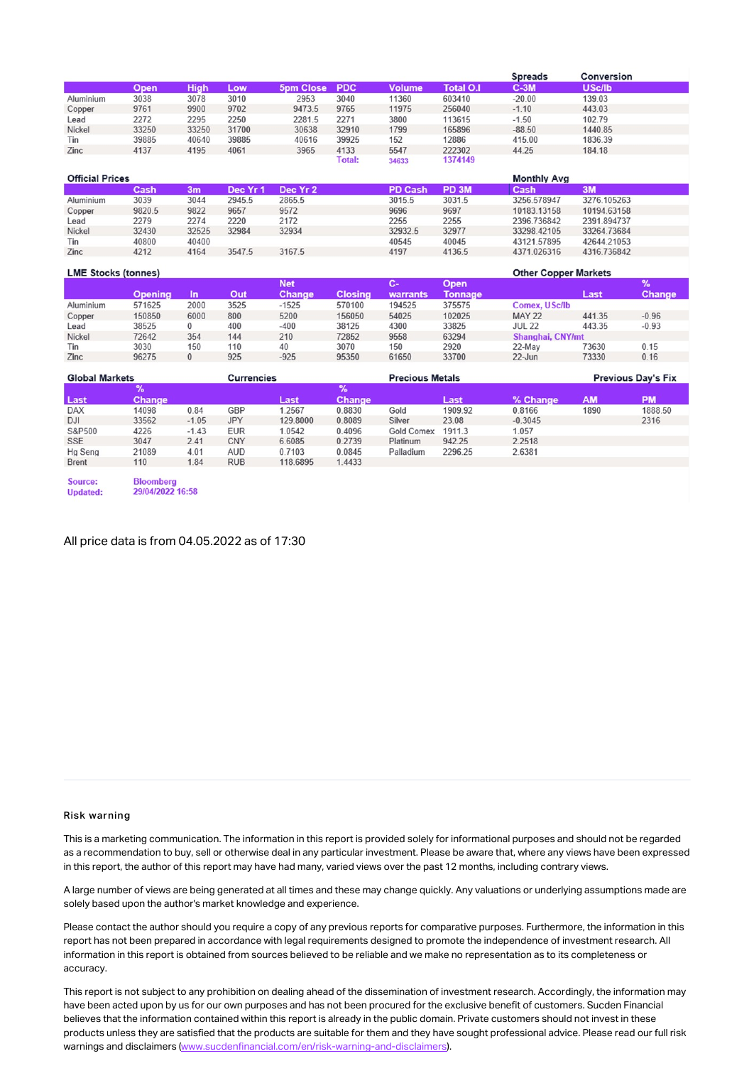| | Open | High | Low | 5pm Close | PDC | Volume | Total O.I | Spreads C-3M | Conversion USc/lb |
|---|---|---|---|---|---|---|---|---|---|
| Aluminium | 3038 | 3078 | 3010 | 2953 | 3040 | 11360 | 603410 | -20.00 | 139.03 |
| Copper | 9761 | 9900 | 9702 | 9473.5 | 9765 | 11975 | 256040 | -1.10 | 443.03 |
| Lead | 2272 | 2295 | 2250 | 2281.5 | 2271 | 3800 | 113615 | -1.50 | 102.79 |
| Nickel | 33250 | 33250 | 31700 | 30638 | 32910 | 1799 | 165896 | -88.50 | 1440.85 |
| Tin | 39885 | 40640 | 39885 | 40616 | 39925 | 152 | 12886 | 415.00 | 1836.39 |
| Zinc | 4137 | 4195 | 4061 | 3965 | 4133 | 5547 | 222302 | 44.25 | 184.18 |
| | | | | | Total: | 34633 | 1374149 | | |

**Official Prices**

| | Cash | 3m | Dec Yr 1 | Dec Yr 2 | PD Cash | PD 3M | Monthly Avg Cash | Monthly Avg 3M |
|---|---|---|---|---|---|---|---|---|
| Aluminium | 3039 | 3044 | 2945.5 | 2865.5 | 3015.5 | 3031.5 | 3256.578947 | 3276.105263 |
| Copper | 9820.5 | 9822 | 9657 | 9572 | 9696 | 9697 | 10183.13158 | 10194.63158 |
| Lead | 2279 | 2274 | 2220 | 2172 | 2255 | 2255 | 2396.736842 | 2391.894737 |
| Nickel | 32430 | 32525 | 32984 | 32934 | 32932.5 | 32977 | 33298.42105 | 33264.73684 |
| Tin | 40800 | 40400 | | | 40545 | 40045 | 43121.57895 | 42644.21053 |
| Zinc | 4212 | 4164 | 3547.5 | 3167.5 | 4197 | 4136.5 | 4371.026316 | 4316.736842 |

**LME Stocks (tonnes)**

| | Opening | In | Out | Net Change | Closing | C-warrants | Open Tonnage |
|---|---|---|---|---|---|---|---|
| Aluminium | 571625 | 2000 | 3525 | -1525 | 570100 | 194525 | 375575 |
| Copper | 150850 | 6000 | 800 | 5200 | 156050 | 54025 | 102025 |
| Lead | 38525 | 0 | 400 | -400 | 38125 | 4300 | 33825 |
| Nickel | 72642 | 354 | 144 | 210 | 72852 | 9558 | 63294 |
| Tin | 3030 | 150 | 110 | 40 | 3070 | 150 | 2920 |
| Zinc | 96275 | 0 | 925 | -925 | 95350 | 61650 | 33700 |

**Other Copper Markets**

| | Last | % Change |
|---|---|---|
| Comex, USc/lb | | |
| MAY 22 | 441.35 | -0.96 |
| JUL 22 | 443.35 | -0.93 |
| Shanghai, CNY/mt | | |
| 22-May | 73630 | 0.15 |
| 22-Jun | 73330 | 0.16 |

**Global Markets**

| Last | % Change |
|---|---|
| DAX 14098 | 0.84 |
| DJI 33562 | -1.05 |
| S&P500 4226 | -1.43 |
| SSE 3047 | 2.41 |
| Hg Seng 21089 | 4.01 |
| Brent 110 | 1.84 |

**Currencies**

| | Last | % Change |
|---|---|---|
| GBP | 1.2567 | 0.8830 |
| JPY | 129.8000 | 0.8089 |
| EUR | 1.0542 | 0.4096 |
| CNY | 6.6085 | 0.2739 |
| AUD | 0.7103 | 0.0845 |
| RUB | 118.6895 | 1.4433 |

**Precious Metals**

| | Last | % Change |
|---|---|---|
| Gold | 1909.92 | 0.8166 |
| Silver | 23.08 | -0.3045 |
| Gold Comex | 1911.3 | 1.057 |
| Platinum | 942.25 | 2.2518 |
| Palladium | 2296.25 | 2.6381 |

**Previous Day's Fix**

| AM | PM |
|---|---|
| 1890 | 1888.50 |
| | 2316 |

Source: Bloomberg
Updated: 29/04/2022 16:58

All price data is from 04.05.2022 as of 17:30

Risk warning

This is a marketing communication. The information in this report is provided solely for informational purposes and should not be regarded as a recommendation to buy, sell or otherwise deal in any particular investment. Please be aware that, where any views have been expressed in this report, the author of this report may have had many, varied views over the past 12 months, including contrary views.

A large number of views are being generated at all times and these may change quickly. Any valuations or underlying assumptions made are solely based upon the author's market knowledge and experience.

Please contact the author should you require a copy of any previous reports for comparative purposes. Furthermore, the information in this report has not been prepared in accordance with legal requirements designed to promote the independence of investment research. All information in this report is obtained from sources believed to be reliable and we make no representation as to its completeness or accuracy.

This report is not subject to any prohibition on dealing ahead of the dissemination of investment research. Accordingly, the information may have been acted upon by us for our own purposes and has not been procured for the exclusive benefit of customers. Sucden Financial believes that the information contained within this report is already in the public domain. Private customers should not invest in these products unless they are satisfied that the products are suitable for them and they have sought professional advice. Please read our full risk warnings and disclaimers (www.sucdenfinancial.com/en/risk-warning-and-disclaimers).